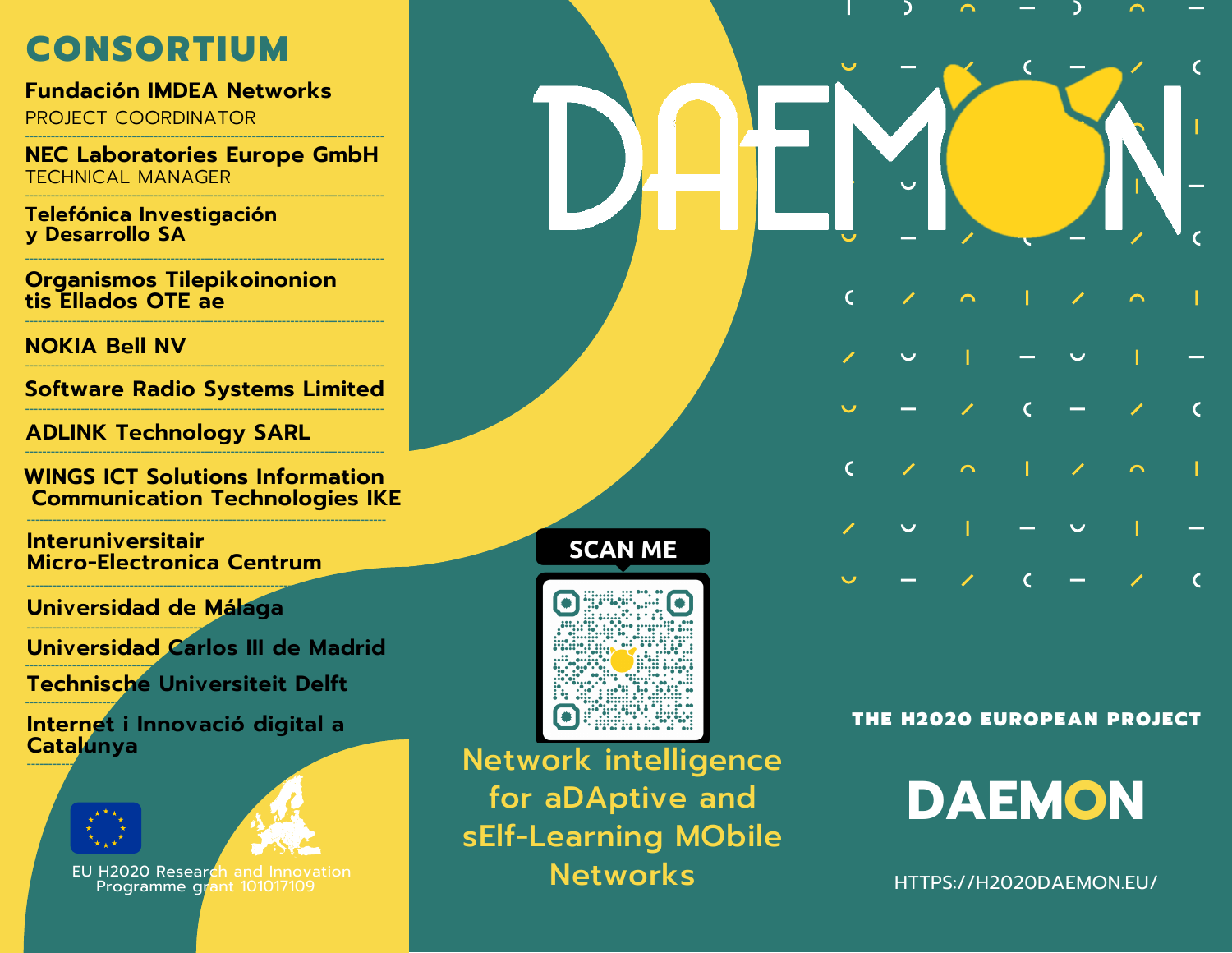## CONSORTIUM

**Fundación IMDEA Networks**
PROJECT COORDINATOR

**NEC Laboratories Europe GmbH**
TECHNICAL MANAGER

**Telefónica Investigación y Desarrollo SA**

**Organismos Tilepikoinonion tis Ellados OTE ae**

**NOKIA Bell NV**

**Software Radio Systems Limited**

**ADLINK Technology SARL**

**WINGS ICT Solutions Information Communication Technologies IKE**

**Interuniversitair Micro-Electronica Centrum**

**Universidad de Málaga**

**Universidad Carlos III de Madrid**

**Technische Universiteit Delft**

**Internet i Innovació digital a Catalunya**

EU H2020 Research and Innovation Programme grant 101017109

# DAEMON

SCAN ME

Network intelligence for aDAptive and sElf-Learning MObile Networks

THE H2020 EUROPEAN PROJECT

## DAEMON

HTTPS://H2020DAEMON.EU/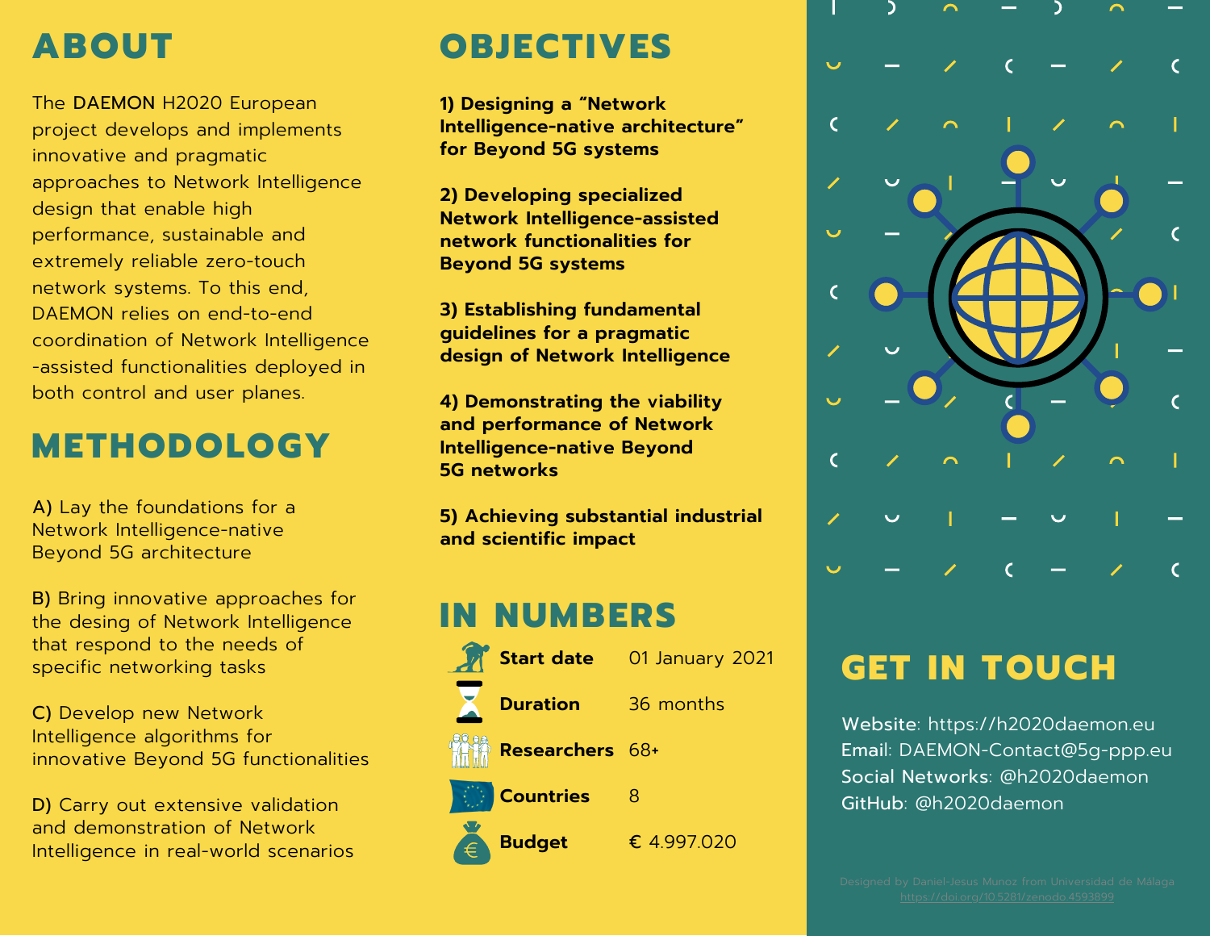## ABOUT

The **DAEMON** H2020 European project develops and implements innovative and pragmatic approaches to Network Intelligence design that enable high performance, sustainable and extremely reliable zero-touch network systems. To this end, DAEMON relies on end-to-end coordination of Network Intelligence -assisted functionalities deployed in both control and user planes.

## METHODOLOGY

A) Lay the foundations for a Network Intelligence-native Beyond 5G architecture

B) Bring innovative approaches for the desing of Network Intelligence that respond to the needs of specific networking tasks

C) Develop new Network Intelligence algorithms for innovative Beyond 5G functionalities

D) Carry out extensive validation and demonstration of Network Intelligence in real-world scenarios

## OBJECTIVES

**1) Designing a "Network Intelligence-native architecture" for Beyond 5G systems**

**2) Developing specialized Network Intelligence-assisted network functionalities for Beyond 5G systems**

**3) Establishing fundamental guidelines for a pragmatic design of Network Intelligence**

**4) Demonstrating the viability and performance of Network Intelligence-native Beyond 5G networks**

**5) Achieving substantial industrial and scientific impact**

## IN NUMBERS

| | |
|---|---|
| **Start date** | 01 January 2021 |
| **Duration** | 36 months |
| **Researchers** | 68+ |
| **Countries** | 8 |
| **Budget** | € 4.997.020 |

## GET IN TOUCH

Website: https://h2020daemon.eu
Email: DAEMON-Contact@5g-ppp.eu
Social Networks: @h2020daemon
GitHub: @h2020daemon

Designed by Daniel-Jesus Munoz from Universidad de Málaga
https://doi.org/10.5281/zenodo.4593899